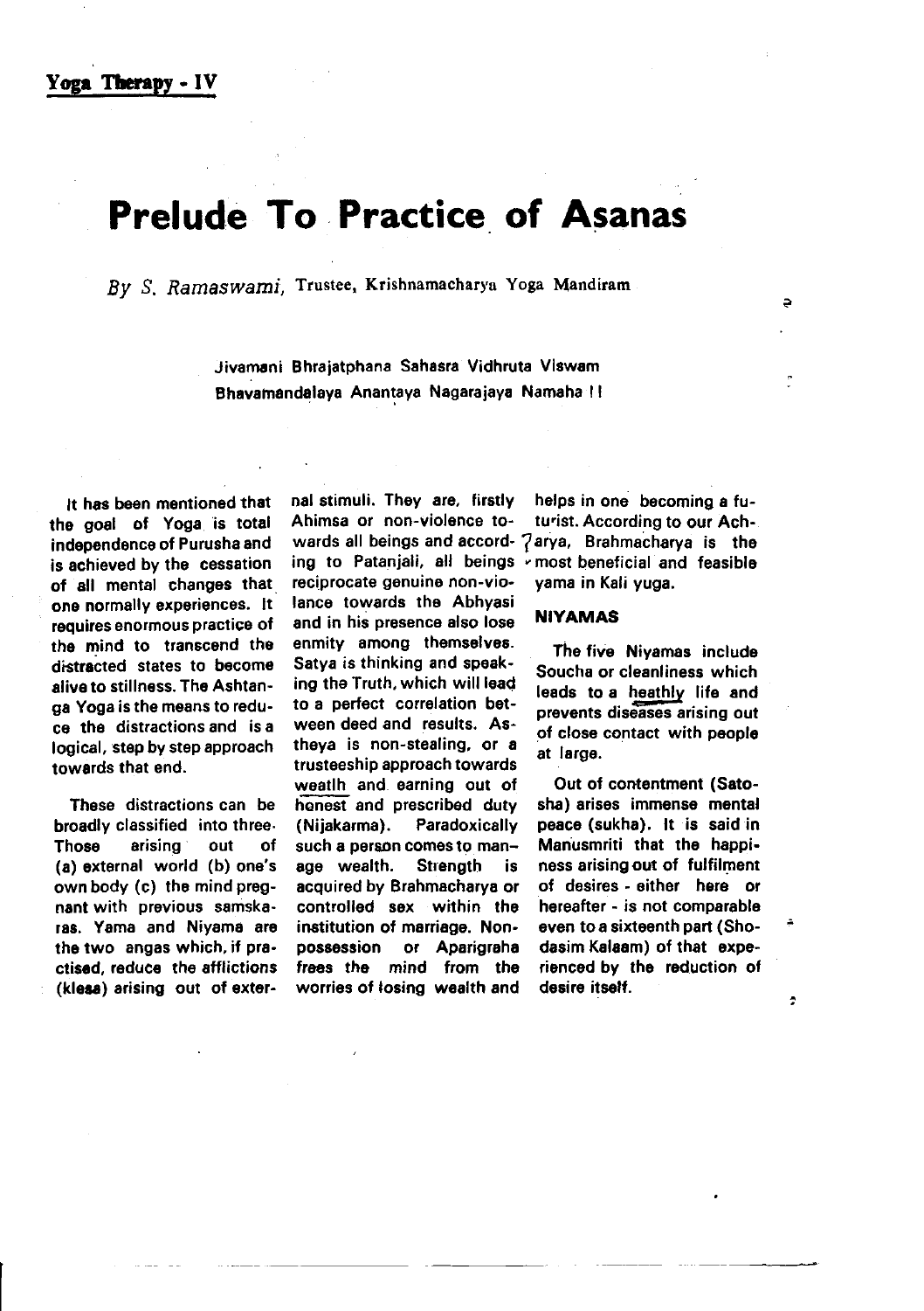**Yoga Therapy - IV**

# Prelude To Practice of Asanas

*By S. Ramaswami*, Trustee, Krishnamacharya Yoga Mandiram

Jivamani Bhrajatphana Sahasra Vidhruta Viswam
Bhavamandalaya Anantaya Nagarajaya Namaha !!

It has been mentioned that the goal of Yoga is total independence of Purusha and is achieved by the cessation of all mental changes that one normally experiences. It requires enormous practice of the mind to transcend the distracted states to become alive to stillness. The Ashtanga Yoga is the means to reduce the distractions and is a logical, step by step approach towards that end.

These distractions can be broadly classified into three. Those arising out of (a) external world (b) one's own body (c) the mind pregnant with previous samskaras. Yama and Niyama are the two angas which, if practised, reduce the afflictions (klesa) arising out of external stimuli. They are, firstly Ahimsa or non-violence towards all beings and according to Patanjali, all beings reciprocate genuine non-violence towards the Abhyasi and in his presence also lose enmity among themselves. Satya is thinking and speaking the Truth, which will lead to a perfect correlation between deed and results. Astheya is non-stealing, or a trusteeship approach towards weatlh and earning out of honest and prescribed duty (Nijakarma). Paradoxically such a person comes to manage wealth. Strength is acquired by Brahmacharya or controlled sex within the institution of marriage. Non-possession or Aparigraha frees the mind from the worries of losing wealth and helps in one becoming a futurist. According to our Acharya, Brahmacharya is the most beneficial and feasible yama in Kali yuga.

## NIYAMAS

The five Niyamas include Soucha or cleanliness which leads to a heathly life and prevents diseases arising out of close contact with people at large.

Out of contentment (Satosha) arises immense mental peace (sukha). It is said in Manusmriti that the happiness arising out of fulfilment of desires - either here or hereafter - is not comparable even to a sixteenth part (Shodasim Kalaam) of that experienced by the reduction of desire itself.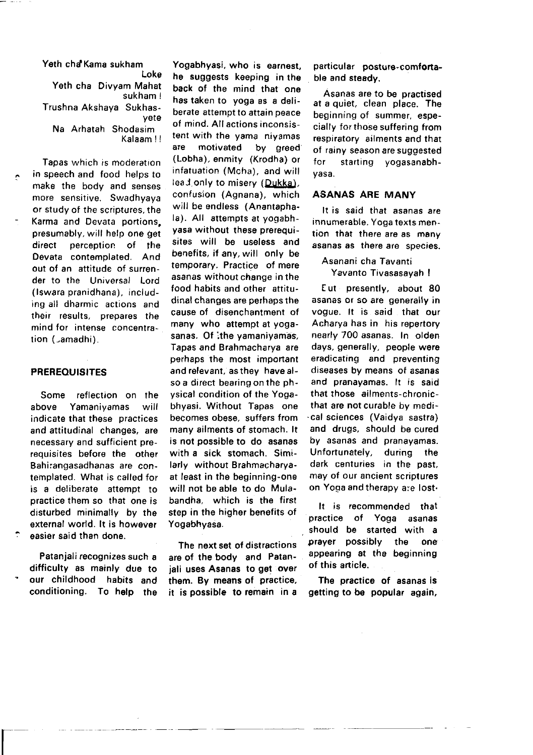Yeth cha Kama sukham Loke
Yeth cha Divyam Mahat sukham!
Trushna Akshaya Sukhasyete
Na Arhatah Shodasim Kalaam!!

Tapas which is moderation in speech and food helps to make the body and senses more sensitive. Swadhyaya or study of the scriptures, the Karma and Devata portions, presumably, will help one get direct perception of the Devata contemplated. And out of an attitude of surrender to the Universal Lord (Iswara pranidhana), including all dharmic actions and their results, prepares the mind for intense concentration (Samadhi).

## PREREQUISITES

Some reflection on the above Yamaniyamas will indicate that these practices and attitudinal changes, are necessary and sufficient prerequisites before the other Bahirangasadhanas are contemplated. What is called for is a deliberate attempt to practice them so that one is disturbed minimally by the external world. It is however easier said than done.

Patanjali recognizes such a difficulty as mainly due to our childhood habits and conditioning. To help the Yogabhyasi, who is earnest, he suggests keeping in the back of the mind that one has taken to yoga as a deliberate attempt to attain peace of mind. All actions inconsistent with the yama niyamas are motivated by greed (Lobha), enmity (Krodha) or infatuation (Moha), and will lead only to misery (Dukka), confusion (Agnana), which will be endless (Anantaphala). All attempts at yogabhyasa without these prerequisites will be useless and benefits, if any, will only be temporary. Practice of mere asanas without change in the food habits and other attitudinal changes are perhaps the cause of disenchantment of many who attempt at yogasanas. Of the yamaniyamas, Tapas and Brahmacharya are perhaps the most important and relevant, as they have also a direct bearing on the physical condition of the Yogabhyasi. Without Tapas one becomes obese, suffers from many ailments of stomach. It is not possible to do asanas with a sick stomach. Similarly without Brahmacharya-at least in the beginning-one will not be able to do Mulabandha, which is the first step in the higher benefits of Yogabhyasa.

The next set of distractions are of the body and Patanjali uses Asanas to get over them. By means of practice, it is possible to remain in a particular posture-comfortable and steady.

Asanas are to be practised at a quiet, clean place. The beginning of summer, especially for those suffering from respiratory ailments and that of rainy season are suggested for starting yogasanabhyasa.

## ASANAS ARE MANY

It is said that asanas are innumerable. Yoga texts mention that there are as many asanas as there are species.

Asanani cha Tavanti
Yavanto Tivasasayah!

But presently, about 80 asanas or so are generally in vogue. It is said that our Acharya has in his repertory nearly 700 asanas. In olden days, generally, people were eradicating and preventing diseases by means of asanas and pranayamas. It is said that those ailments-chronic-that are not curable by medical sciences (Vaidya sastra) and drugs, should be cured by asanas and pranayamas. Unfortunately, during the dark centuries in the past, may of our ancient scriptures on Yoga and therapy are lost.

It is recommended that practice of Yoga asanas should be started with a prayer possibly the one appearing at the beginning of this article.

The practice of asanas is getting to be popular again,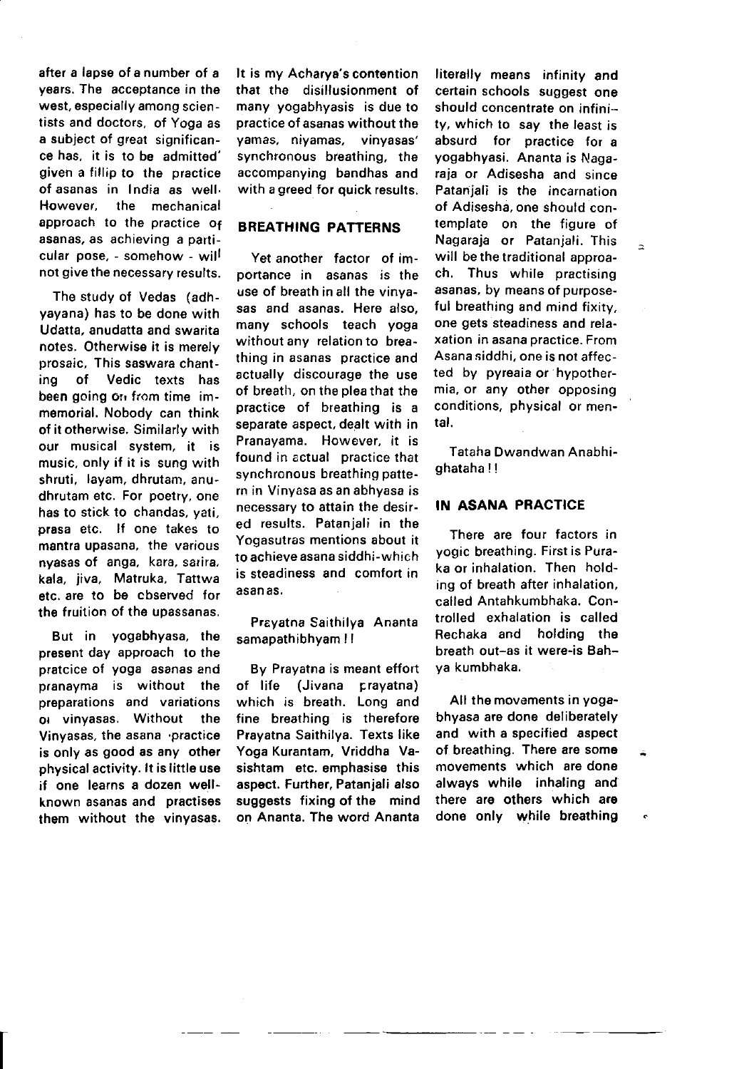after a lapse of a number of a years. The acceptance in the west, especially among scientists and doctors, of Yoga as a subject of great significance has, it is to be admitted' given a fillip to the practice of asanas in India as well. However, the mechanical approach to the practice of asanas, as achieving a particular pose, - somehow - will not give the necessary results.

The study of Vedas (adhyayana) has to be done with Udatta, anudatta and swarita notes. Otherwise it is merely prosaic. This saswara chanting of Vedic texts has been going on from time immemorial. Nobody can think of it otherwise. Similarly with our musical system, it is music, only if it is sung with shruti, layam, dhrutam, anudhrutam etc. For poetry, one has to stick to chandas, yati, prasa etc. If one takes to mantra upasana, the various nyasas of anga, kara, sarira, kala, jiva, Matruka, Tattwa etc. are to be cbserved for the fruition of the upassanas.

But in yogabhyasa, the present day approach to the pratcice of yoga asanas and pranayma is without the preparations and variations of vinyasas. Without the Vinyasas, the asana practice is only as good as any other physical activity. It is little use if one learns a dozen well-known asanas and practises them without the vinyasas. It is my Acharya's contention that the disillusionment of many yogabhyasis is due to practice of asanas without the yamas, niyamas, vinyasas' synchronous breathing, the accompanying bandhas and with a greed for quick results.

## BREATHING PATTERNS

Yet another factor of importance in asanas is the use of breath in all the vinyasas and asanas. Here also, many schools teach yoga without any relation to breathing in asanas practice and actually discourage the use of breath, on the plea that the practice of breathing is a separate aspect, dealt with in Pranayama. However, it is found in actual practice that synchronous breathing pattern in Vinyasa as an abhyasa is necessary to attain the desired results. Patanjali in the Yogasutras mentions about it to achieve asana siddhi-which is steadiness and comfort in asanas.

Prayatna Saithilya Ananta samapathibhyam !!

By Prayatna is meant effort of life (Jivana prayatna) which is breath. Long and fine breathing is therefore Prayatna Saithilya. Texts like Yoga Kurantam, Vriddha Vasishtam etc. emphasise this aspect. Further, Patanjali also suggests fixing of the mind on Ananta. The word Ananta literally means infinity and certain schools suggest one should concentrate on infinity, which to say the least is absurd for practice for a yogabhyasi. Ananta is Nagaraja or Adisesha and since Patanjali is the incarnation of Adisesha, one should contemplate on the figure of Nagaraja or Patanjali. This will be the traditional approach. Thus while practising asanas, by means of purposeful breathing and mind fixity, one gets steadiness and relaxation in asana practice. From Asana siddhi, one is not affected by pyreaia or hypothermia, or any other opposing conditions, physical or mental.

Tataha Dwandwan Anabhighataha !!

## IN ASANA PRACTICE

There are four factors in yogic breathing. First is Puraka or inhalation. Then holding of breath after inhalation, called Antahkumbhaka. Controlled exhalation is called Rechaka and holding the breath out-as it were-is Bahya kumbhaka.

All the movements in yogabhyasa are done deliberately and with a specified aspect of breathing. There are some movements which are done always while inhaling and there are others which are done only while breathing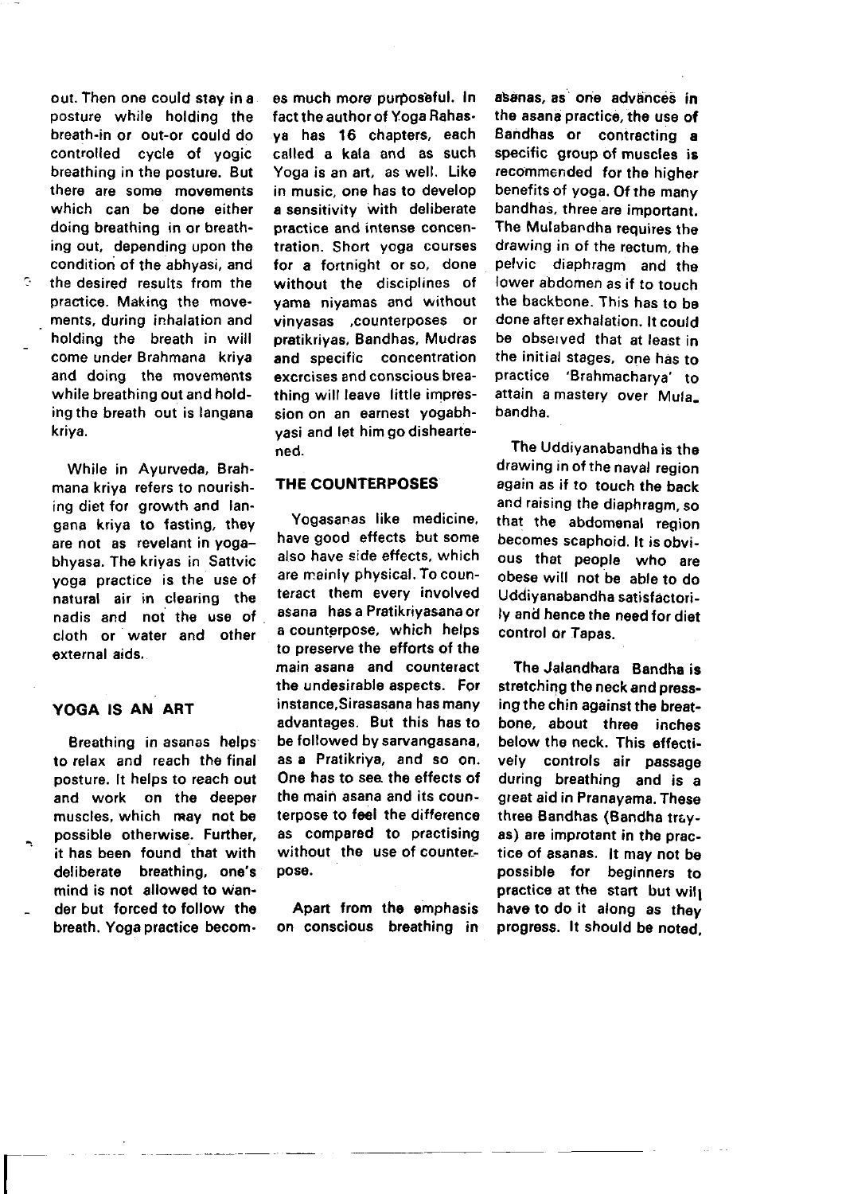out. Then one could stay in a posture while holding the breath-in or out-or could do controlled cycle of yogic breathing in the posture. But there are some movements which can be done either doing breathing in or breathing out, depending upon the condition of the abhyasi, and the desired results from the practice. Making the movements, during inhalation and holding the breath in will come under Brahmana kriya and doing the movements while breathing out and holding the breath out is langana kriya.

While in Ayurveda, Brahmana kriya refers to nourishing diet for growth and langana kriya to fasting, they are not as revelant in yoga–bhyasa. The kriyas in Sattvic yoga practice is the use of natural air in clearing the nadis and not the use of cloth or water and other external aids.

## YOGA IS AN ART

Breathing in asanas helps to relax and reach the final posture. It helps to reach out and work on the deeper muscles, which may not be possible otherwise. Further, it has been found that with deliberate breathing, one's mind is not allowed to wander but forced to follow the breath. Yoga practice becomes much more purposeful. In fact the author of Yoga Rahasya has 16 chapters, each called a kala and as such Yoga is an art, as well. Like in music, one has to develop a sensitivity with deliberate practice and intense concentration. Short yoga courses for a fortnight or so, done without the disciplines of yama niyamas and without vinyasas ,counterposes or pratikriyas, Bandhas, Mudras and specific concentration excrcises and conscious breathing will leave little impression on an earnest yogabhyasi and let him go disheartened.

## THE COUNTERPOSES

Yogasanas like medicine, have good effects but some also have side effects, which are mainly physical. To counteract them every involved asana has a Pratikriyasana or a counterpose, which helps to preserve the efforts of the main asana and counteract the undesirable aspects. For instance,Sirasasana has many advantages. But this has to be followed by sarvangasana, as a Pratikriya, and so on. One has to see the effects of the main asana and its counterpose to feel the difference as compared to practising without the use of counterpose.

Apart from the emphasis on conscious breathing in asanas, as one advances in the asana practice, the use of Bandhas or contracting a specific group of muscles is recommended for the higher benefits of yoga. Of the many bandhas, three are important. The Mulabandha requires the drawing in of the rectum, the pelvic diaphragm and the lower abdomen as if to touch the backbone. This has to be done after exhalation. It could be observed that at least in the initial stages, one has to practice 'Brahmacharya' to attain a mastery over Mula_bandha.

The Uddiyanabandha is the drawing in of the naval region again as if to touch the back and raising the diaphragm, so that the abdomenal region becomes scaphoid. It is obvious that people who are obese will not be able to do Uddiyanabandha satisfactorily and hence the need for diet control or Tapas.

The Jalandhara Bandha is stretching the neck and pressing the chin against the breatbone, about three inches below the neck. This effectively controls air passage during breathing and is a great aid in Pranayama. These three Bandhas (Bandha trayas) are improtant in the practice of asanas. It may not be possible for beginners to practice at the start but will have to do it along as they progress. It should be noted,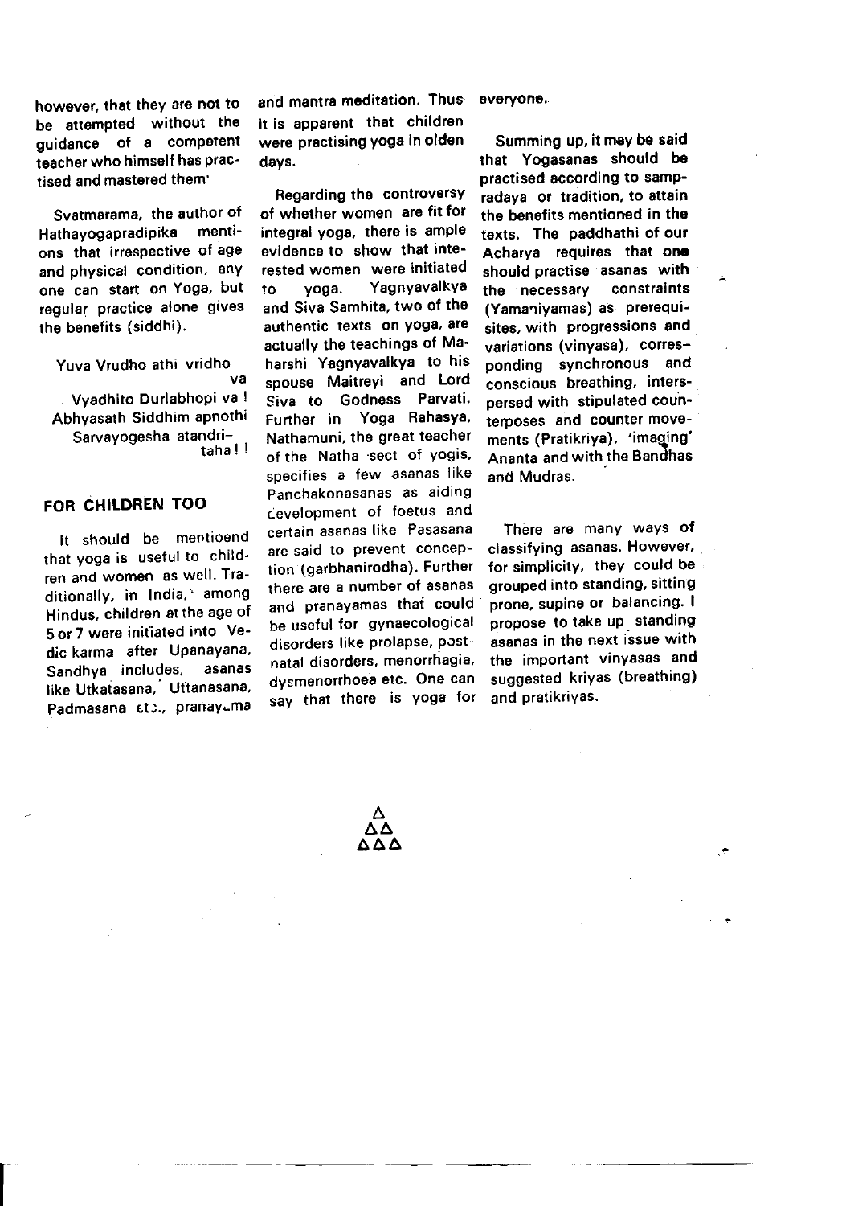however, that they are not to be attempted without the guidance of a competent teacher who himself has practised and mastered them.

Svatmarama, the author of Hathayogapradipika mentions that irrespective of age and physical condition, any one can start on Yoga, but regular practice alone gives the benefits (siddhi).

> Yuva Vrudho athi vridho va
> Vyadhito Durlabhopi va !
> Abhyasath Siddhim apnothi
> Sarvayogesha atandritaha ! !

## FOR CHILDREN TOO

It should be mentioend that yoga is useful to children and women as well. Traditionally, in India, among Hindus, children at the age of 5 or 7 were initiated into Vedic karma after Upanayana, Sandhya includes, asanas like Utkatasana, Uttanasana, Padmasana etc., pranayama and mantra meditation. Thus it is apparent that children were practising yoga in olden days.

Regarding the controversy of whether women are fit for integral yoga, there is ample evidence to show that interested women were initiated to yoga. Yagnyavalkya and Siva Samhita, two of the authentic texts on yoga, are actually the teachings of Maharshi Yagnyavalkya to his spouse Maitreyi and Lord Siva to Godness Parvati. Further in Yoga Rahasya, Nathamuni, the great teacher of the Natha sect of yogis, specifies a few asanas like Panchakonasanas as aiding development of foetus and certain asanas like Pasasana are said to prevent conception (garbhanirodha). Further there are a number of asanas and pranayamas that could be useful for gynaecological disorders like prolapse, postnatal disorders, menorrhagia, dysmenorrhoea etc. One can say that there is yoga for everyone.

Summing up, it may be said that Yogasanas should be practised according to sampradaya or tradition, to attain the benefits mentioned in the texts. The paddhathi of our Acharya requires that one should practise asanas with the necessary constraints (Yamaniyamas) as prerequisites, with progressions and variations (vinyasa), corresponding synchronous and conscious breathing, interspersed with stipulated counterposes and counter movements (Pratikriya), 'imaging' Ananta and with the Bandhas and Mudras.

There are many ways of classifying asanas. However, for simplicity, they could be grouped into standing, sitting prone, supine or balancing. I propose to take up standing asanas in the next issue with the important vinyasas and suggested kriyas (breathing) and pratikriyas.

Δ
ΔΔ
ΔΔΔ